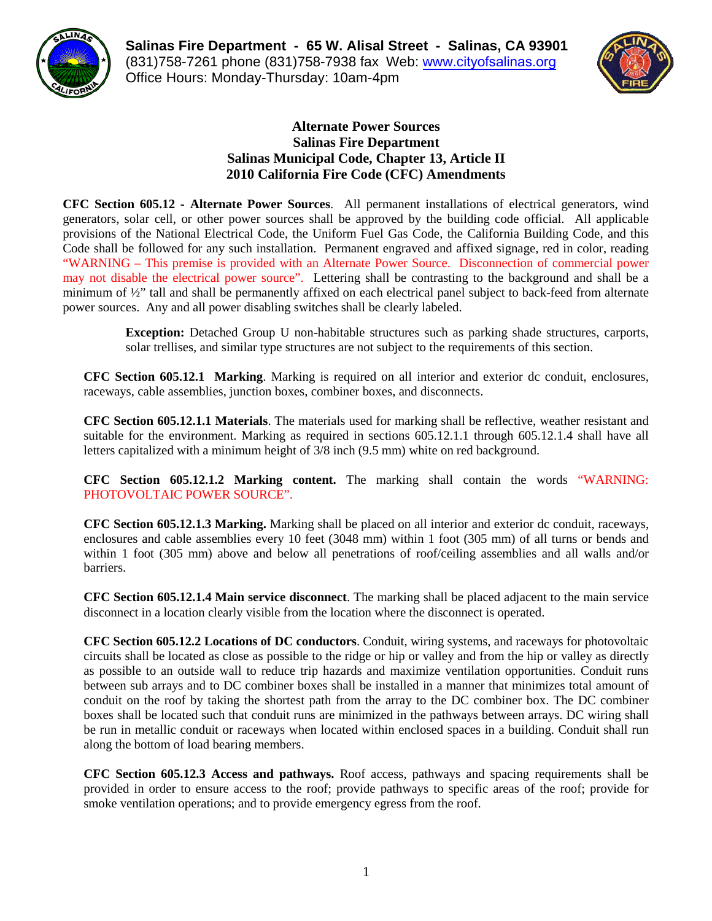**Salinas Fire Department - 65 W. Alisal Street - Salinas, CA 93901**
(831)758-7261 phone (831)758-7938 fax Web: www.cityofsalinas.org
Office Hours: Monday-Thursday: 10am-4pm

# Alternate Power Sources
## Salinas Fire Department
## Salinas Municipal Code, Chapter 13, Article II
## 2010 California Fire Code (CFC) Amendments

**CFC Section 605.12 - Alternate Power Sources**. All permanent installations of electrical generators, wind generators, solar cell, or other power sources shall be approved by the building code official. All applicable provisions of the National Electrical Code, the Uniform Fuel Gas Code, the California Building Code, and this Code shall be followed for any such installation. Permanent engraved and affixed signage, red in color, reading "WARNING – This premise is provided with an Alternate Power Source. Disconnection of commercial power may not disable the electrical power source". Lettering shall be contrasting to the background and shall be a minimum of ½" tall and shall be permanently affixed on each electrical panel subject to back-feed from alternate power sources. Any and all power disabling switches shall be clearly labeled.

> **Exception:** Detached Group U non-habitable structures such as parking shade structures, carports, solar trellises, and similar type structures are not subject to the requirements of this section.

**CFC Section 605.12.1 Marking**. Marking is required on all interior and exterior dc conduit, enclosures, raceways, cable assemblies, junction boxes, combiner boxes, and disconnects.

**CFC Section 605.12.1.1 Materials**. The materials used for marking shall be reflective, weather resistant and suitable for the environment. Marking as required in sections 605.12.1.1 through 605.12.1.4 shall have all letters capitalized with a minimum height of 3/8 inch (9.5 mm) white on red background.

**CFC Section 605.12.1.2 Marking content.** The marking shall contain the words "WARNING: PHOTOVOLTAIC POWER SOURCE".

**CFC Section 605.12.1.3 Marking.** Marking shall be placed on all interior and exterior dc conduit, raceways, enclosures and cable assemblies every 10 feet (3048 mm) within 1 foot (305 mm) of all turns or bends and within 1 foot (305 mm) above and below all penetrations of roof/ceiling assemblies and all walls and/or barriers.

**CFC Section 605.12.1.4 Main service disconnect**. The marking shall be placed adjacent to the main service disconnect in a location clearly visible from the location where the disconnect is operated.

**CFC Section 605.12.2 Locations of DC conductors**. Conduit, wiring systems, and raceways for photovoltaic circuits shall be located as close as possible to the ridge or hip or valley and from the hip or valley as directly as possible to an outside wall to reduce trip hazards and maximize ventilation opportunities. Conduit runs between sub arrays and to DC combiner boxes shall be installed in a manner that minimizes total amount of conduit on the roof by taking the shortest path from the array to the DC combiner box. The DC combiner boxes shall be located such that conduit runs are minimized in the pathways between arrays. DC wiring shall be run in metallic conduit or raceways when located within enclosed spaces in a building. Conduit shall run along the bottom of load bearing members.

**CFC Section 605.12.3 Access and pathways.** Roof access, pathways and spacing requirements shall be provided in order to ensure access to the roof; provide pathways to specific areas of the roof; provide for smoke ventilation operations; and to provide emergency egress from the roof.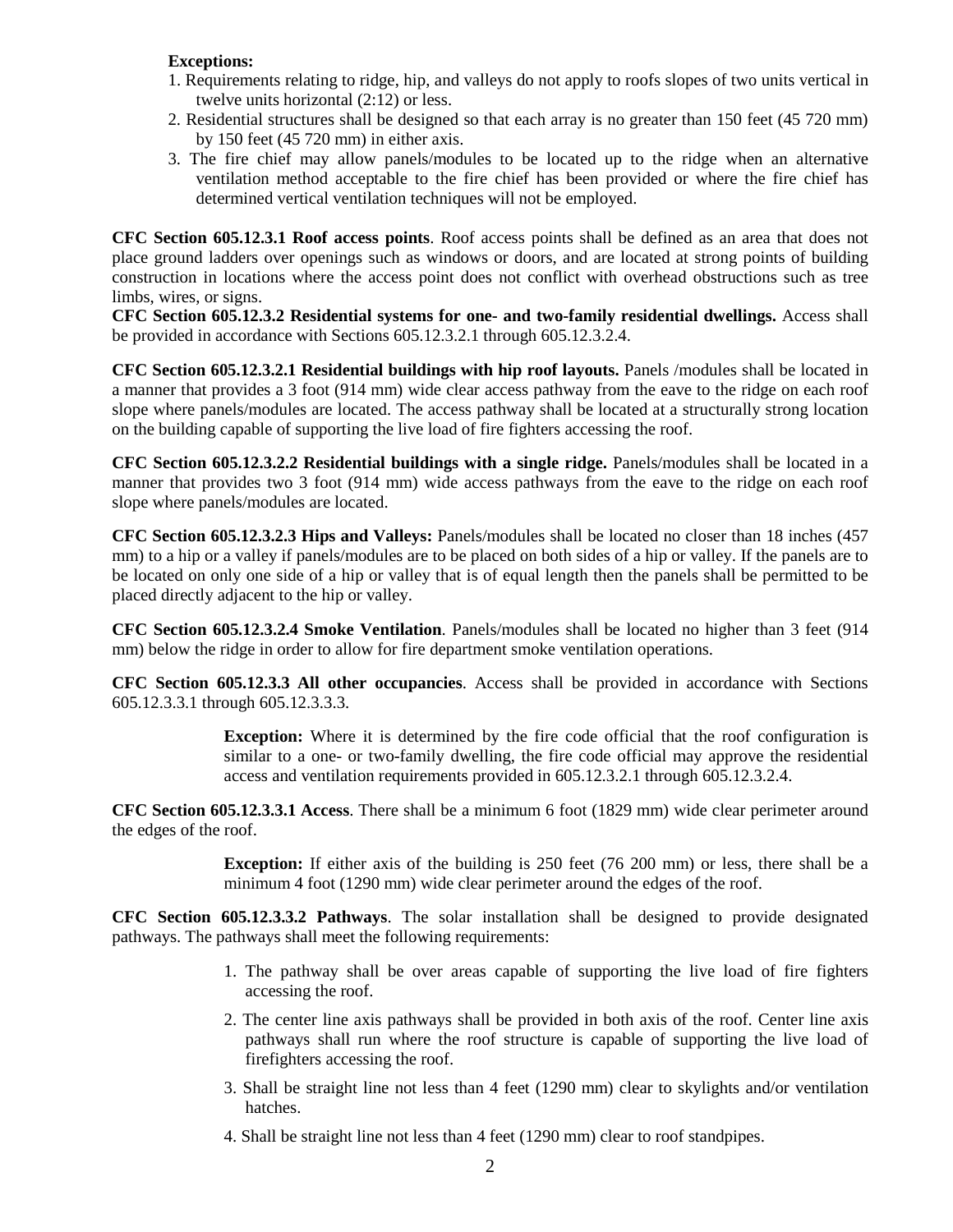**Exceptions:**

1. Requirements relating to ridge, hip, and valleys do not apply to roofs slopes of two units vertical in twelve units horizontal (2:12) or less.
2. Residential structures shall be designed so that each array is no greater than 150 feet (45 720 mm) by 150 feet (45 720 mm) in either axis.
3. The fire chief may allow panels/modules to be located up to the ridge when an alternative ventilation method acceptable to the fire chief has been provided or where the fire chief has determined vertical ventilation techniques will not be employed.

**CFC Section 605.12.3.1 Roof access points**. Roof access points shall be defined as an area that does not place ground ladders over openings such as windows or doors, and are located at strong points of building construction in locations where the access point does not conflict with overhead obstructions such as tree limbs, wires, or signs.

**CFC Section 605.12.3.2 Residential systems for one- and two-family residential dwellings.** Access shall be provided in accordance with Sections 605.12.3.2.1 through 605.12.3.2.4.

**CFC Section 605.12.3.2.1 Residential buildings with hip roof layouts.** Panels /modules shall be located in a manner that provides a 3 foot (914 mm) wide clear access pathway from the eave to the ridge on each roof slope where panels/modules are located. The access pathway shall be located at a structurally strong location on the building capable of supporting the live load of fire fighters accessing the roof.

**CFC Section 605.12.3.2.2 Residential buildings with a single ridge.** Panels/modules shall be located in a manner that provides two 3 foot (914 mm) wide access pathways from the eave to the ridge on each roof slope where panels/modules are located.

**CFC Section 605.12.3.2.3 Hips and Valleys:** Panels/modules shall be located no closer than 18 inches (457 mm) to a hip or a valley if panels/modules are to be placed on both sides of a hip or valley. If the panels are to be located on only one side of a hip or valley that is of equal length then the panels shall be permitted to be placed directly adjacent to the hip or valley.

**CFC Section 605.12.3.2.4 Smoke Ventilation**. Panels/modules shall be located no higher than 3 feet (914 mm) below the ridge in order to allow for fire department smoke ventilation operations.

**CFC Section 605.12.3.3 All other occupancies**. Access shall be provided in accordance with Sections 605.12.3.3.1 through 605.12.3.3.3.

> **Exception:** Where it is determined by the fire code official that the roof configuration is similar to a one- or two-family dwelling, the fire code official may approve the residential access and ventilation requirements provided in 605.12.3.2.1 through 605.12.3.2.4.

**CFC Section 605.12.3.3.1 Access**. There shall be a minimum 6 foot (1829 mm) wide clear perimeter around the edges of the roof.

> **Exception:** If either axis of the building is 250 feet (76 200 mm) or less, there shall be a minimum 4 foot (1290 mm) wide clear perimeter around the edges of the roof.

**CFC Section 605.12.3.3.2 Pathways**. The solar installation shall be designed to provide designated pathways. The pathways shall meet the following requirements:

1. The pathway shall be over areas capable of supporting the live load of fire fighters accessing the roof.
2. The center line axis pathways shall be provided in both axis of the roof. Center line axis pathways shall run where the roof structure is capable of supporting the live load of firefighters accessing the roof.
3. Shall be straight line not less than 4 feet (1290 mm) clear to skylights and/or ventilation hatches.
4. Shall be straight line not less than 4 feet (1290 mm) clear to roof standpipes.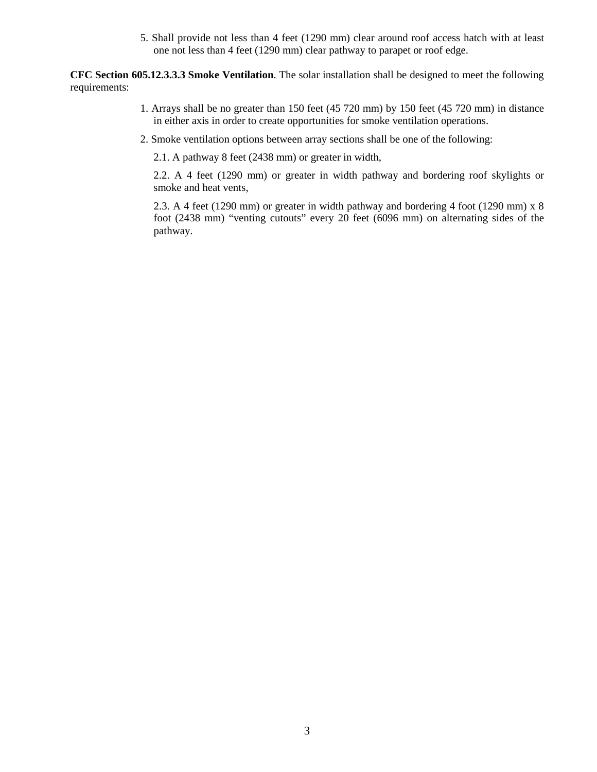5. Shall provide not less than 4 feet (1290 mm) clear around roof access hatch with at least one not less than 4 feet (1290 mm) clear pathway to parapet or roof edge.

**CFC Section 605.12.3.3.3 Smoke Ventilation**. The solar installation shall be designed to meet the following requirements:

1. Arrays shall be no greater than 150 feet (45 720 mm) by 150 feet (45 720 mm) in distance in either axis in order to create opportunities for smoke ventilation operations.

2. Smoke ventilation options between array sections shall be one of the following:

   2.1. A pathway 8 feet (2438 mm) or greater in width,

   2.2. A 4 feet (1290 mm) or greater in width pathway and bordering roof skylights or smoke and heat vents,

   2.3. A 4 feet (1290 mm) or greater in width pathway and bordering 4 foot (1290 mm) x 8 foot (2438 mm) "venting cutouts" every 20 feet (6096 mm) on alternating sides of the pathway.